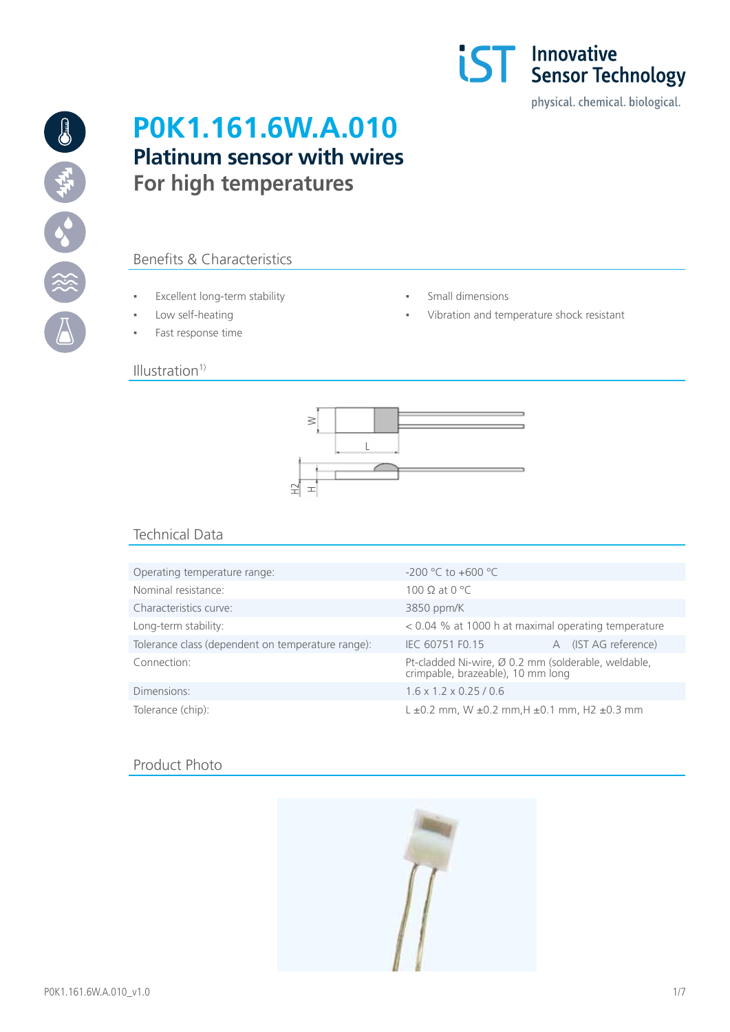Innovative Sensor Technology
physical. chemical. biological.

# P0K1.161.6W.A.010

## Platinum sensor with wires

## For high temperatures

### Benefits & Characteristics

- Excellent long-term stability
- Low self-heating
- Fast response time
- Small dimensions
- Vibration and temperature shock resistant

### Illustration[1)]

### Technical Data

| | |
|---|---|
| Operating temperature range: | -200 °C to +600 °C |
| Nominal resistance: | 100 Ω at 0 °C |
| Characteristics curve: | 3850 ppm/K |
| Long-term stability: | < 0.04 % at 1000 h at maximal operating temperature |
| Tolerance class (dependent on temperature range): | IEC 60751 F0.15 A (IST AG reference) |
| Connection: | Pt-cladded Ni-wire, Ø 0.2 mm (solderable, weldable, crimpable, brazeable), 10 mm long |
| Dimensions: | 1.6 x 1.2 x 0.25 / 0.6 |
| Tolerance (chip): | L ±0.2 mm, W ±0.2 mm,H ±0.1 mm, H2 ±0.3 mm |

### Product Photo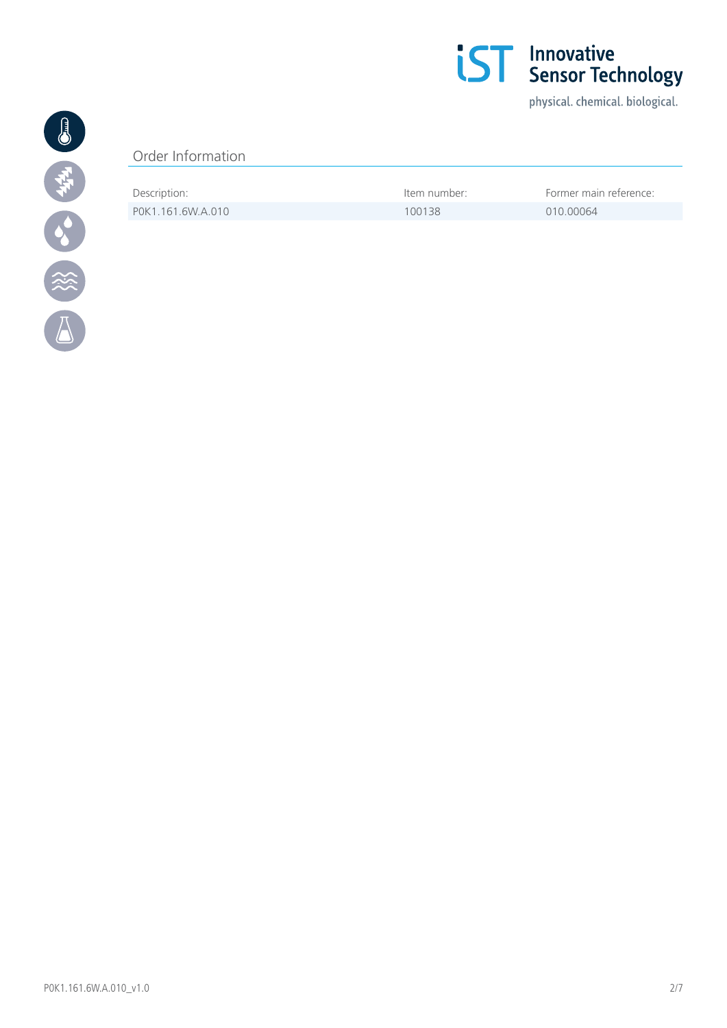## Order Information

| Description: | Item number: | Former main reference: |
| --- | --- | --- |
| P0K1.161.6W.A.010 | 100138 | 010.00064 |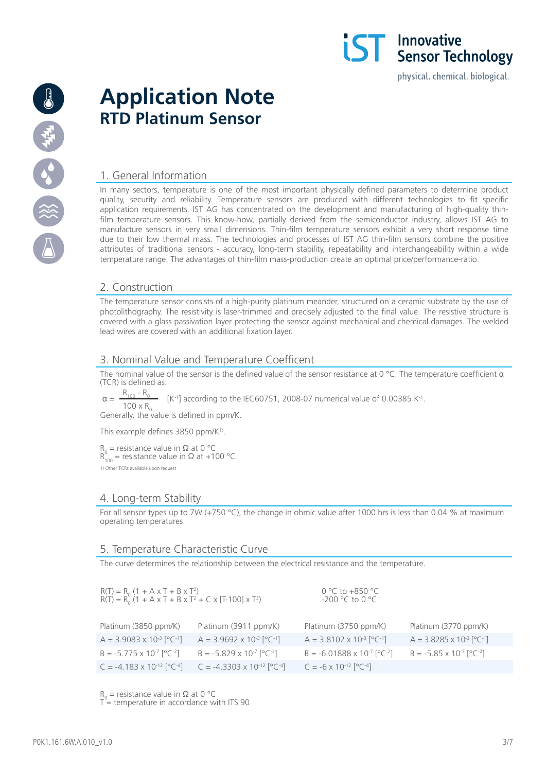# Application Note
## RTD Platinum Sensor

## 1. General Information

In many sectors, temperature is one of the most important physically defined parameters to determine product quality, security and reliability. Temperature sensors are produced with different technologies to fit specific application requirements. IST AG has concentrated on the development and manufacturing of high-quality thin-film temperature sensors. This know-how, partially derived from the semiconductor industry, allows IST AG to manufacture sensors in very small dimensions. Thin-film temperature sensors exhibit a very short response time due to their low thermal mass. The technologies and processes of IST AG thin-film sensors combine the positive attributes of traditional sensors - accuracy, long-term stability, repeatability and interchangeability within a wide temperature range. The advantages of thin-film mass-production create an optimal price/performance-ratio.

## 2. Construction

The temperature sensor consists of a high-purity platinum meander, structured on a ceramic substrate by the use of photolithography. The resistivity is laser-trimmed and precisely adjusted to the final value. The resistive structure is covered with a glass passivation layer protecting the sensor against mechanical and chemical damages. The welded lead wires are covered with an additional fixation layer.

## 3. Nominal Value and Temperature Coefficent

The nominal value of the sensor is the defined value of the sensor resistance at 0 °C. The temperature coefficient α (TCR) is defined as:

$\alpha = \dfrac{R_{100} - R_0}{100 \times R_0}$ [$K^{-1}$] according to the IEC60751, 2008-07 numerical value of 0.00385 $K^{-1}$.

Generally, the value is defined in ppm/K.

This example defines 3850 ppm/K[1].

$R_0$ = resistance value in Ω at 0 °C
$R_{100}$ = resistance value in Ω at +100 °C

1) Other TCRs available upon request

## 4. Long-term Stability

For all sensor types up to 7W (+750 °C), the change in ohmic value after 1000 hrs is less than 0.04 % at maximum operating temperatures.

## 5. Temperature Characteristic Curve

The curve determines the relationship between the electrical resistance and the temperature.

$R(T) = R_0 (1 + A \times T + B \times T^2)$ 0 °C to +850 °C
$R(T) = R_0 (1 + A \times T + B \times T^2 + C \times [T-100] \times T^3)$ -200 °C to 0 °C

| Platinum (3850 ppm/K) | Platinum (3911 ppm/K) | Platinum (3750 ppm/K) | Platinum (3770 ppm/K) |
|---|---|---|---|
| $A = 3.9083 \times 10^{-3}$ [$°C^{-1}$] | $A = 3.9692 \times 10^{-3}$ [$°C^{-1}$] | $A = 3.8102 \times 10^{-3}$ [$°C^{-1}$] | $A = 3.8285 \times 10^{-3}$ [$°C^{-1}$] |
| $B = -5.775 \times 10^{-7}$ [$°C^{-2}$] | $B = -5.829 \times 10^{-7}$ [$°C^{-2}$] | $B = -6.01888 \times 10^{-7}$ [$°C^{-2}$] | $B = -5.85 \times 10^{-7}$ [$°C^{-2}$] |
| $C = -4.183 \times 10^{-12}$ [$°C^{-4}$] | $C = -4.3303 \times 10^{-12}$ [$°C^{-4}$] | $C = -6 \times 10^{-12}$ [$°C^{-4}$] | |

$R_0$ = resistance value in Ω at 0 °C
T = temperature in accordance with ITS 90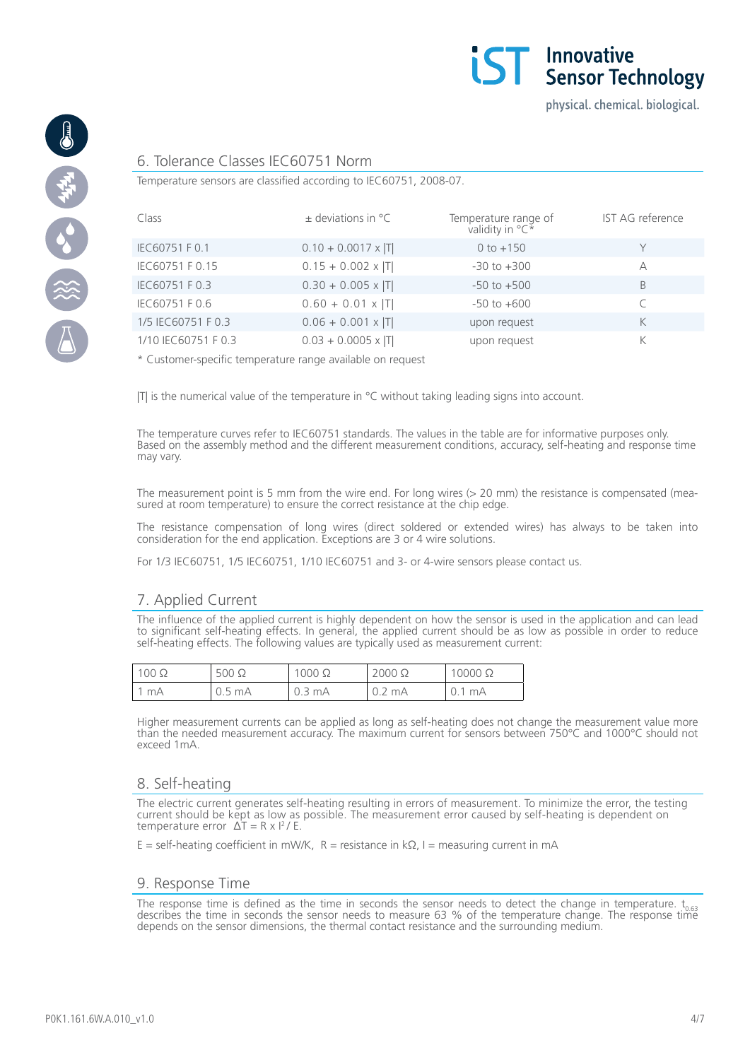## 6. Tolerance Classes IEC60751 Norm

Temperature sensors are classified according to IEC60751, 2008-07.

| Class | ± deviations in °C | Temperature range of validity in °C* | IST AG reference |
|---|---|---|---|
| IEC60751 F 0.1 | 0.10 + 0.0017 x \|T\| | 0 to +150 | Y |
| IEC60751 F 0.15 | 0.15 + 0.002 x \|T\| | -30 to +300 | A |
| IEC60751 F 0.3 | 0.30 + 0.005 x \|T\| | -50 to +500 | B |
| IEC60751 F 0.6 | 0.60 + 0.01 x \|T\| | -50 to +600 | C |
| 1/5 IEC60751 F 0.3 | 0.06 + 0.001 x \|T\| | upon request | K |
| 1/10 IEC60751 F 0.3 | 0.03 + 0.0005 x \|T\| | upon request | K |

* Customer-specific temperature range available on request

|T| is the numerical value of the temperature in °C without taking leading signs into account.

The temperature curves refer to IEC60751 standards. The values in the table are for informative purposes only. Based on the assembly method and the different measurement conditions, accuracy, self-heating and response time may vary.

The measurement point is 5 mm from the wire end. For long wires (> 20 mm) the resistance is compensated (measured at room temperature) to ensure the correct resistance at the chip edge.

The resistance compensation of long wires (direct soldered or extended wires) has always to be taken into consideration for the end application. Exceptions are 3 or 4 wire solutions.

For 1/3 IEC60751, 1/5 IEC60751, 1/10 IEC60751 and 3- or 4-wire sensors please contact us.

## 7. Applied Current

The influence of the applied current is highly dependent on how the sensor is used in the application and can lead to significant self-heating effects. In general, the applied current should be as low as possible in order to reduce self-heating effects. The following values are typically used as measurement current:

| 100 Ω | 500 Ω | 1000 Ω | 2000 Ω | 10000 Ω |
|---|---|---|---|---|
| 1 mA | 0.5 mA | 0.3 mA | 0.2 mA | 0.1 mA |

Higher measurement currents can be applied as long as self-heating does not change the measurement value more than the needed measurement accuracy. The maximum current for sensors between 750°C and 1000°C should not exceed 1mA.

## 8. Self-heating

The electric current generates self-heating resulting in errors of measurement. To minimize the error, the testing current should be kept as low as possible. The measurement error caused by self-heating is dependent on temperature error $\Delta T = R \times I^2 / E$.

E = self-heating coefficient in mW/K, R = resistance in kΩ, I = measuring current in mA

## 9. Response Time

The response time is defined as the time in seconds the sensor needs to detect the change in temperature. $t_{0.63}$ describes the time in seconds the sensor needs to measure 63 % of the temperature change. The response time depends on the sensor dimensions, the thermal contact resistance and the surrounding medium.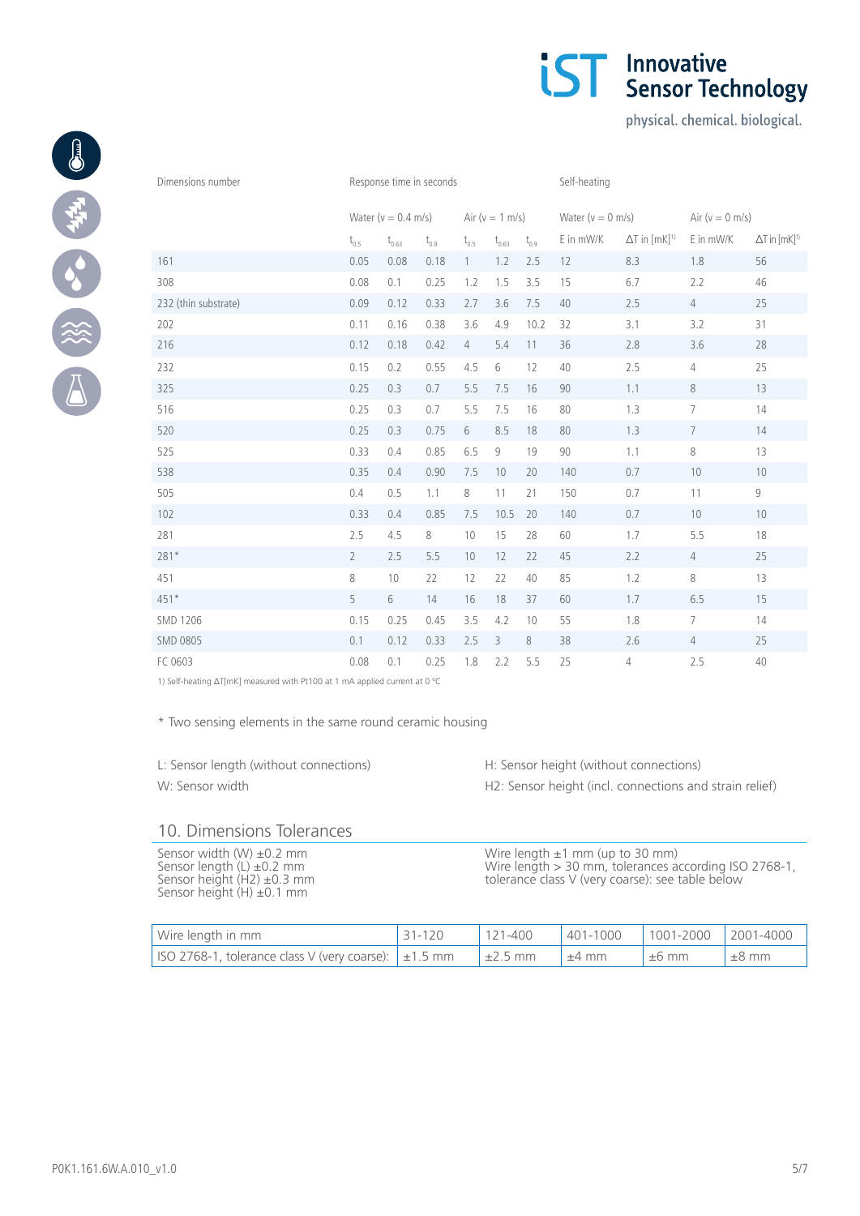| Dimensions number | Response time in seconds | | | | | | Self-heating | | | |
|---|---|---|---|---|---|---|---|---|---|---|
| | Water (v = 0.4 m/s) | | | Air (v = 1 m/s) | | | Water (v = 0 m/s) | | Air (v = 0 m/s) | |
| | $t_{0.5}$ | $t_{0.63}$ | $t_{0.9}$ | $t_{0.5}$ | $t_{0.63}$ | $t_{0.9}$ | E in mW/K | ΔT in [mK][1)] | E in mW/K | ΔT in [mK][1)] |
| 161 | 0.05 | 0.08 | 0.18 | 1 | 1.2 | 2.5 | 12 | 8.3 | 1.8 | 56 |
| 308 | 0.08 | 0.1 | 0.25 | 1.2 | 1.5 | 3.5 | 15 | 6.7 | 2.2 | 46 |
| 232 (thin substrate) | 0.09 | 0.12 | 0.33 | 2.7 | 3.6 | 7.5 | 40 | 2.5 | 4 | 25 |
| 202 | 0.11 | 0.16 | 0.38 | 3.6 | 4.9 | 10.2 | 32 | 3.1 | 3.2 | 31 |
| 216 | 0.12 | 0.18 | 0.42 | 4 | 5.4 | 11 | 36 | 2.8 | 3.6 | 28 |
| 232 | 0.15 | 0.2 | 0.55 | 4.5 | 6 | 12 | 40 | 2.5 | 4 | 25 |
| 325 | 0.25 | 0.3 | 0.7 | 5.5 | 7.5 | 16 | 90 | 1.1 | 8 | 13 |
| 516 | 0.25 | 0.3 | 0.7 | 5.5 | 7.5 | 16 | 80 | 1.3 | 7 | 14 |
| 520 | 0.25 | 0.3 | 0.75 | 6 | 8.5 | 18 | 80 | 1.3 | 7 | 14 |
| 525 | 0.33 | 0.4 | 0.85 | 6.5 | 9 | 19 | 90 | 1.1 | 8 | 13 |
| 538 | 0.35 | 0.4 | 0.90 | 7.5 | 10 | 20 | 140 | 0.7 | 10 | 10 |
| 505 | 0.4 | 0.5 | 1.1 | 8 | 11 | 21 | 150 | 0.7 | 11 | 9 |
| 102 | 0.33 | 0.4 | 0.85 | 7.5 | 10.5 | 20 | 140 | 0.7 | 10 | 10 |
| 281 | 2.5 | 4.5 | 8 | 10 | 15 | 28 | 60 | 1.7 | 5.5 | 18 |
| 281* | 2 | 2.5 | 5.5 | 10 | 12 | 22 | 45 | 2.2 | 4 | 25 |
| 451 | 8 | 10 | 22 | 12 | 22 | 40 | 85 | 1.2 | 8 | 13 |
| 451* | 5 | 6 | 14 | 16 | 18 | 37 | 60 | 1.7 | 6.5 | 15 |
| SMD 1206 | 0.15 | 0.25 | 0.45 | 3.5 | 4.2 | 10 | 55 | 1.8 | 7 | 14 |
| SMD 0805 | 0.1 | 0.12 | 0.33 | 2.5 | 3 | 8 | 38 | 2.6 | 4 | 25 |
| FC 0603 | 0.08 | 0.1 | 0.25 | 1.8 | 2.2 | 5.5 | 25 | 4 | 2.5 | 40 |

1) Self-heating ΔT[mK] measured with Pt100 at 1 mA applied current at 0 °C

\* Two sensing elements in the same round ceramic housing

L: Sensor length (without connections)

W: Sensor width

H: Sensor height (without connections)

H2: Sensor height (incl. connections and strain relief)

## 10. Dimensions Tolerances

Sensor width (W) ±0.2 mm
Sensor length (L) ±0.2 mm
Sensor height (H2) ±0.3 mm
Sensor height (H) ±0.1 mm

Wire length ±1 mm (up to 30 mm)
Wire length > 30 mm, tolerances according ISO 2768-1, tolerance class V (very coarse): see table below

| Wire length in mm | 31-120 | 121-400 | 401-1000 | 1001-2000 | 2001-4000 |
|---|---|---|---|---|---|
| ISO 2768-1, tolerance class V (very coarse): | ±1.5 mm | ±2.5 mm | ±4 mm | ±6 mm | ±8 mm |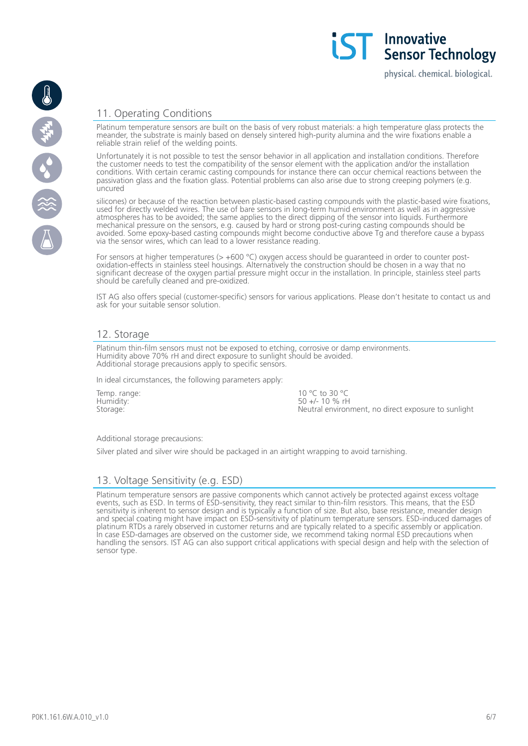## 11. Operating Conditions

Platinum temperature sensors are built on the basis of very robust materials: a high temperature glass protects the meander, the substrate is mainly based on densely sintered high-purity alumina and the wire fixations enable a reliable strain relief of the welding points.

Unfortunately it is not possible to test the sensor behavior in all application and installation conditions. Therefore the customer needs to test the compatibility of the sensor element with the application and/or the installation conditions. With certain ceramic casting compounds for instance there can occur chemical reactions between the passivation glass and the fixation glass. Potential problems can also arise due to strong creeping polymers (e.g. uncured

silicones) or because of the reaction between plastic-based casting compounds with the plastic-based wire fixations, used for directly welded wires. The use of bare sensors in long-term humid environment as well as in aggressive atmospheres has to be avoided; the same applies to the direct dipping of the sensor into liquids. Furthermore mechanical pressure on the sensors, e.g. caused by hard or strong post-curing casting compounds should be avoided. Some epoxy-based casting compounds might become conductive above Tg and therefore cause a bypass via the sensor wires, which can lead to a lower resistance reading.

For sensors at higher temperatures (> +600 °C) oxygen access should be guaranteed in order to counter post-oxidation-effects in stainless steel housings. Alternatively the construction should be chosen in a way that no significant decrease of the oxygen partial pressure might occur in the installation. In principle, stainless steel parts should be carefully cleaned and pre-oxidized.

IST AG also offers special (customer-specific) sensors for various applications. Please don't hesitate to contact us and ask for your suitable sensor solution.

## 12. Storage

Platinum thin-film sensors must not be exposed to etching, corrosive or damp environments.
Humidity above 70% rH and direct exposure to sunlight should be avoided.
Additional storage precautions apply to specific sensors.

In ideal circumstances, the following parameters apply:

| | |
|---|---|
| Temp. range: | 10 °C to 30 °C |
| Humidity: | 50 +/- 10 % rH |
| Storage: | Neutral environment, no direct exposure to sunlight |

Additional storage precautions:

Silver plated and silver wire should be packaged in an airtight wrapping to avoid tarnishing.

## 13. Voltage Sensitivity (e.g. ESD)

Platinum temperature sensors are passive components which cannot actively be protected against excess voltage events, such as ESD. In terms of ESD-sensitivity, they react similar to thin-film resistors. This means, that the ESD sensitivity is inherent to sensor design and is typically a function of size. But also, base resistance, meander design and special coating might have impact on ESD-sensitivity of platinum temperature sensors. ESD-induced damages of platinum RTDs a rarely observed in customer returns and are typically related to a specific assembly or application. In case ESD-damages are observed on the customer side, we recommend taking normal ESD precautions when handling the sensors. IST AG can also support critical applications with special design and help with the selection of sensor type.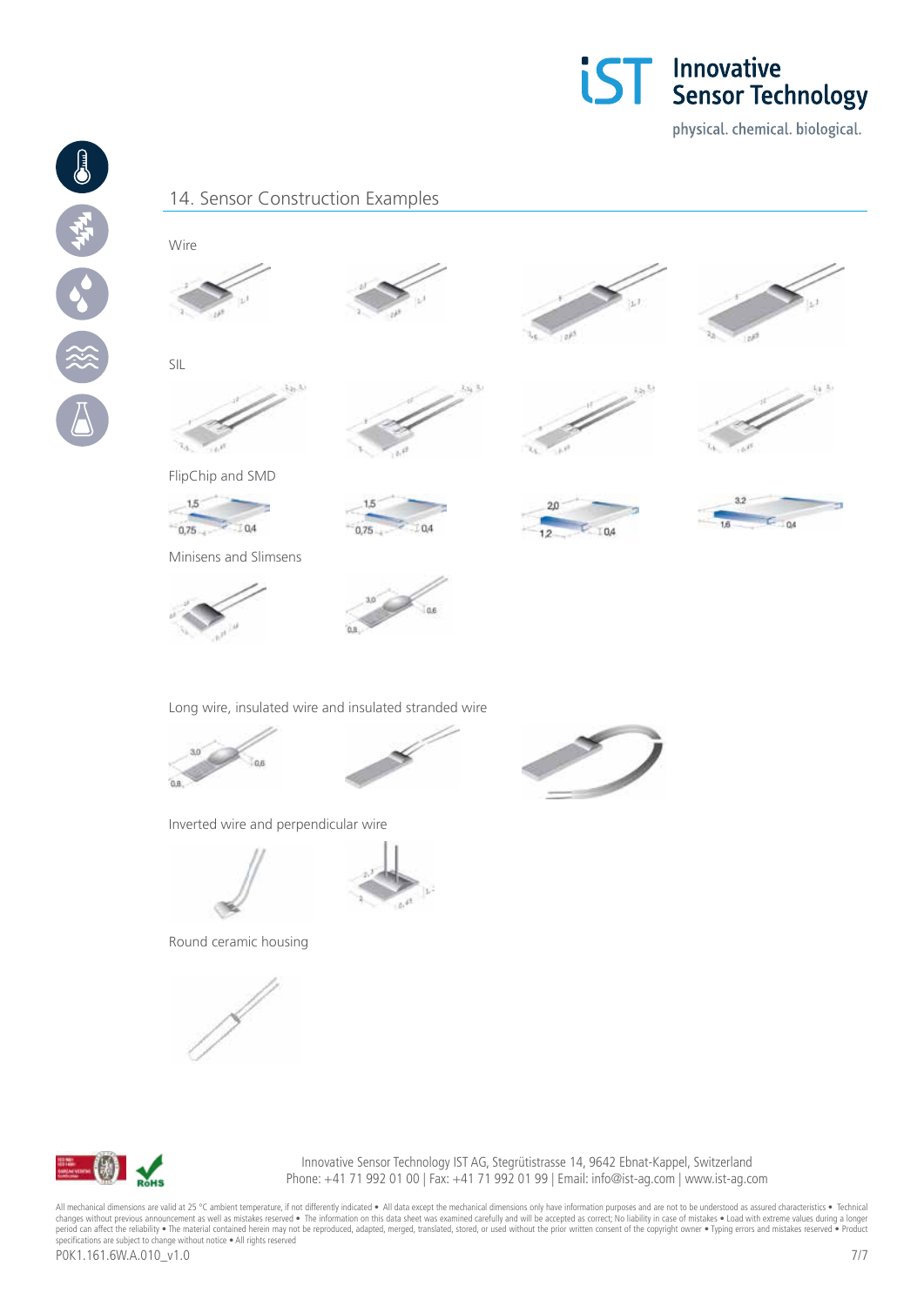## 14. Sensor Construction Examples

Wire

SIL

FlipChip and SMD

Minisens and Slimsens

Long wire, insulated wire and insulated stranded wire

Inverted wire and perpendicular wire

Round ceramic housing

Innovative Sensor Technology IST AG, Stegrütistrasse 14, 9642 Ebnat-Kappel, Switzerland
Phone: +41 71 992 01 00 | Fax: +41 71 992 01 99 | Email: info@ist-ag.com | www.ist-ag.com

All mechanical dimensions are valid at 25 °C ambient temperature, if not differently indicated • All data except the mechanical dimensions only have information purposes and are not to be understood as assured characteristics • Technical changes without previous announcement as well as mistakes reserved • The information on this data sheet was examined carefully and will be accepted as correct; No liability in case of mistakes • Load with extreme values during a longer period can affect the reliability • The material contained herein may not be reproduced, adapted, merged, translated, stored, or used without the prior written consent of the copyright owner • Typing errors and mistakes reserved • Product specifications are subject to change without notice • All rights reserved

P0K1.161.6W.A.010_v1.0